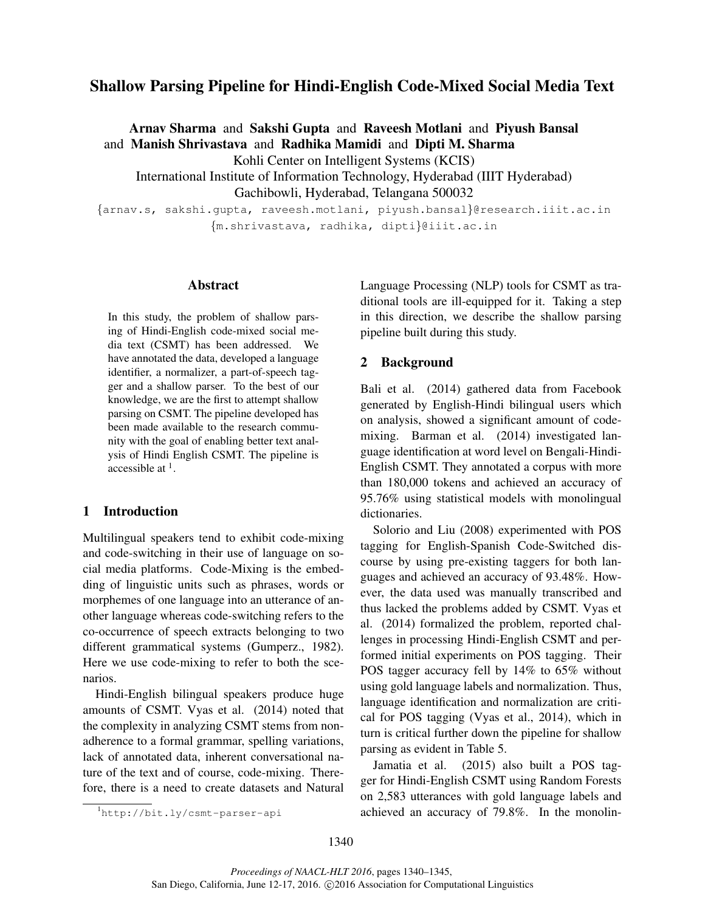# Shallow Parsing Pipeline for Hindi-English Code-Mixed Social Media Text

**Arnav Sharma** and **Sakshi Gupta** and **Raveesh Motlani** and **Piyush Bansal** and **Manish Shrivastava** and **Radhika Mamidi** and **Dipti M. Sharma**

Kohli Center on Intelligent Systems (KCIS)
International Institute of Information Technology, Hyderabad (IIIT Hyderabad)
Gachibowli, Hyderabad, Telangana 500032

{arnav.s, sakshi.gupta, raveesh.motlani, piyush.bansal}@research.iiit.ac.in
{m.shrivastava, radhika, dipti}@iiit.ac.in

## Abstract

In this study, the problem of shallow parsing of Hindi-English code-mixed social media text (CSMT) has been addressed. We have annotated the data, developed a language identifier, a normalizer, a part-of-speech tagger and a shallow parser. To the best of our knowledge, we are the first to attempt shallow parsing on CSMT. The pipeline developed has been made available to the research community with the goal of enabling better text analysis of Hindi English CSMT. The pipeline is accessible at [1].

## 1 Introduction

Multilingual speakers tend to exhibit code-mixing and code-switching in their use of language on social media platforms. Code-Mixing is the embedding of linguistic units such as phrases, words or morphemes of one language into an utterance of another language whereas code-switching refers to the co-occurrence of speech extracts belonging to two different grammatical systems (Gumperz., 1982). Here we use code-mixing to refer to both the scenarios.

Hindi-English bilingual speakers produce huge amounts of CSMT. Vyas et al. (2014) noted that the complexity in analyzing CSMT stems from non-adherence to a formal grammar, spelling variations, lack of annotated data, inherent conversational nature of the text and of course, code-mixing. Therefore, there is a need to create datasets and Natural Language Processing (NLP) tools for CSMT as traditional tools are ill-equipped for it. Taking a step in this direction, we describe the shallow parsing pipeline built during this study.

## 2 Background

Bali et al. (2014) gathered data from Facebook generated by English-Hindi bilingual users which on analysis, showed a significant amount of code-mixing. Barman et al. (2014) investigated language identification at word level on Bengali-Hindi-English CSMT. They annotated a corpus with more than 180,000 tokens and achieved an accuracy of 95.76% using statistical models with monolingual dictionaries.

Solorio and Liu (2008) experimented with POS tagging for English-Spanish Code-Switched discourse by using pre-existing taggers for both languages and achieved an accuracy of 93.48%. However, the data used was manually transcribed and thus lacked the problems added by CSMT. Vyas et al. (2014) formalized the problem, reported challenges in processing Hindi-English CSMT and performed initial experiments on POS tagging. Their POS tagger accuracy fell by 14% to 65% without using gold language labels and normalization. Thus, language identification and normalization are critical for POS tagging (Vyas et al., 2014), which in turn is critical further down the pipeline for shallow parsing as evident in Table 5.

Jamatia et al. (2015) also built a POS tagger for Hindi-English CSMT using Random Forests on 2,583 utterances with gold language labels and achieved an accuracy of 79.8%. In the monolin-

[1] http://bit.ly/csmt-parser-api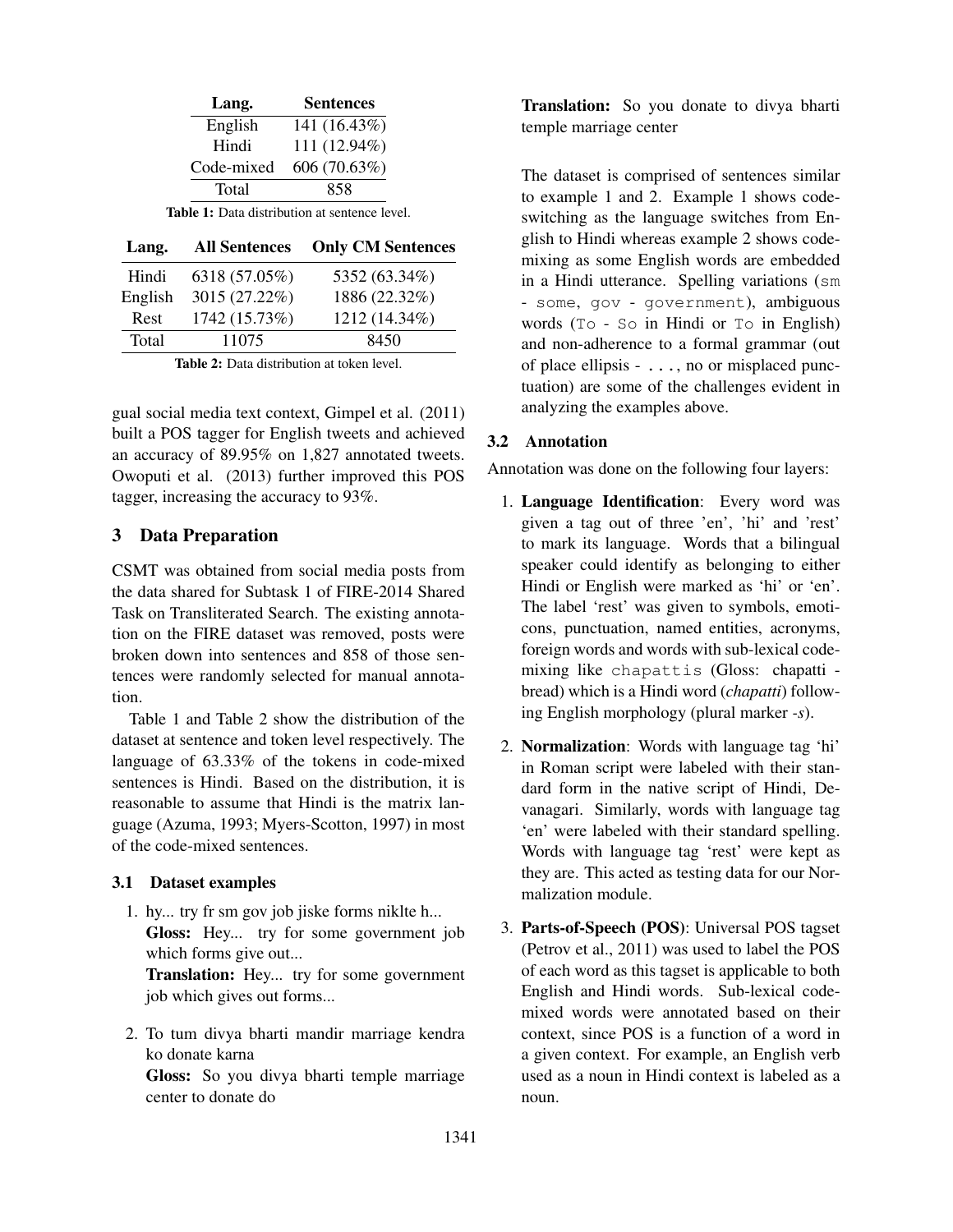| Lang. | Sentences |
| --- | --- |
| English | 141 (16.43%) |
| Hindi | 111 (12.94%) |
| Code-mixed | 606 (70.63%) |
| Total | 858 |

**Table 1:** Data distribution at sentence level.

| Lang. | All Sentences | Only CM Sentences |
| --- | --- | --- |
| Hindi | 6318 (57.05%) | 5352 (63.34%) |
| English | 3015 (27.22%) | 1886 (22.32%) |
| Rest | 1742 (15.73%) | 1212 (14.34%) |
| Total | 11075 | 8450 |

**Table 2:** Data distribution at token level.

gual social media text context, Gimpel et al. (2011) built a POS tagger for English tweets and achieved an accuracy of 89.95% on 1,827 annotated tweets. Owoputi et al. (2013) further improved this POS tagger, increasing the accuracy to 93%.

## 3 Data Preparation

CSMT was obtained from social media posts from the data shared for Subtask 1 of FIRE-2014 Shared Task on Transliterated Search. The existing annotation on the FIRE dataset was removed, posts were broken down into sentences and 858 of those sentences were randomly selected for manual annotation.

Table 1 and Table 2 show the distribution of the dataset at sentence and token level respectively. The language of 63.33% of the tokens in code-mixed sentences is Hindi. Based on the distribution, it is reasonable to assume that Hindi is the matrix language (Azuma, 1993; Myers-Scotton, 1997) in most of the code-mixed sentences.

### 3.1 Dataset examples

1. hy... try fr sm gov job jiske forms niklte h...
   **Gloss:** Hey... try for some government job which forms give out...
   **Translation:** Hey... try for some government job which gives out forms...

2. To tum divya bharti mandir marriage kendra ko donate karna
   **Gloss:** So you divya bharti temple marriage center to donate do
   **Translation:** So you donate to divya bharti temple marriage center

The dataset is comprised of sentences similar to example 1 and 2. Example 1 shows code-switching as the language switches from English to Hindi whereas example 2 shows code-mixing as some English words are embedded in a Hindi utterance. Spelling variations (`sm` - `some`, `gov` - `government`), ambiguous words (`To` - `So` in Hindi or `To` in English) and non-adherence to a formal grammar (out of place ellipsis - `...`, no or misplaced punctuation) are some of the challenges evident in analyzing the examples above.

### 3.2 Annotation

Annotation was done on the following four layers:

1. **Language Identification**: Every word was given a tag out of three 'en', 'hi' and 'rest' to mark its language. Words that a bilingual speaker could identify as belonging to either Hindi or English were marked as 'hi' or 'en'. The label 'rest' was given to symbols, emoticons, punctuation, named entities, acronyms, foreign words and words with sub-lexical code-mixing like `chapattis` (Gloss: chapatti - bread) which is a Hindi word (*chapatti*) following English morphology (plural marker *-s*).

2. **Normalization**: Words with language tag 'hi' in Roman script were labeled with their standard form in the native script of Hindi, Devanagari. Similarly, words with language tag 'en' were labeled with their standard spelling. Words with language tag 'rest' were kept as they are. This acted as testing data for our Normalization module.

3. **Parts-of-Speech (POS)**: Universal POS tagset (Petrov et al., 2011) was used to label the POS of each word as this tagset is applicable to both English and Hindi words. Sub-lexical code-mixed words were annotated based on their context, since POS is a function of a word in a given context. For example, an English verb used as a noun in Hindi context is labeled as a noun.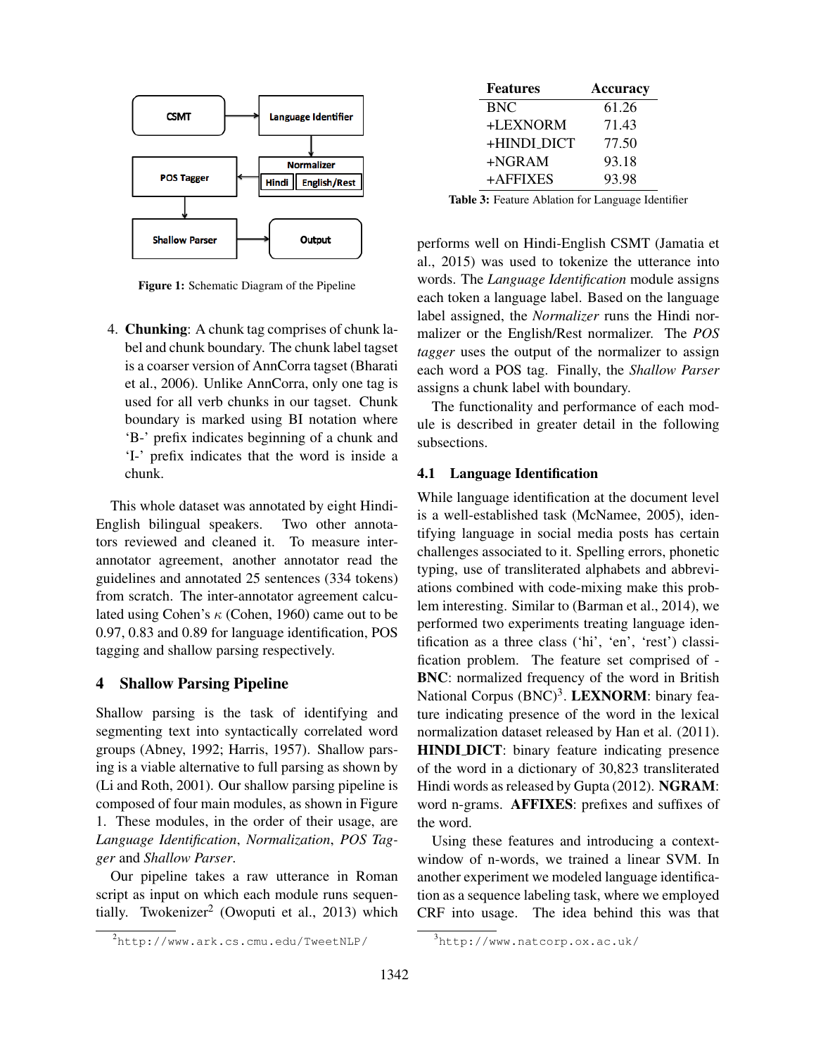Figure 1: Schematic Diagram of the Pipeline

4. **Chunking**: A chunk tag comprises of chunk label and chunk boundary. The chunk label tagset is a coarser version of AnnCorra tagset (Bharati et al., 2006). Unlike AnnCorra, only one tag is used for all verb chunks in our tagset. Chunk boundary is marked using BI notation where 'B-' prefix indicates beginning of a chunk and 'I-' prefix indicates that the word is inside a chunk.

This whole dataset was annotated by eight Hindi-English bilingual speakers. Two other annotators reviewed and cleaned it. To measure inter-annotator agreement, another annotator read the guidelines and annotated 25 sentences (334 tokens) from scratch. The inter-annotator agreement calculated using Cohen's $\kappa$ (Cohen, 1960) came out to be 0.97, 0.83 and 0.89 for language identification, POS tagging and shallow parsing respectively.

## 4 Shallow Parsing Pipeline

Shallow parsing is the task of identifying and segmenting text into syntactically correlated word groups (Abney, 1992; Harris, 1957). Shallow parsing is a viable alternative to full parsing as shown by (Li and Roth, 2001). Our shallow parsing pipeline is composed of four main modules, as shown in Figure 1. These modules, in the order of their usage, are *Language Identification*, *Normalization*, *POS Tagger* and *Shallow Parser*.

Our pipeline takes a raw utterance in Roman script as input on which each module runs sequentially. Twokenizer[2] (Owoputi et al., 2013) which performs well on Hindi-English CSMT (Jamatia et al., 2015) was used to tokenize the utterance into words. The *Language Identification* module assigns each token a language label. Based on the language label assigned, the *Normalizer* runs the Hindi normalizer or the English/Rest normalizer. The *POS tagger* uses the output of the normalizer to assign each word a POS tag. Finally, the *Shallow Parser* assigns a chunk label with boundary.

The functionality and performance of each module is described in greater detail in the following subsections.

| Features | Accuracy |
|---|---|
| BNC | 61.26 |
| +LEXNORM | 71.43 |
| +HINDI_DICT | 77.50 |
| +NGRAM | 93.18 |
| +AFFIXES | 93.98 |

Table 3: Feature Ablation for Language Identifier

### 4.1 Language Identification

While language identification at the document level is a well-established task (McNamee, 2005), identifying language in social media posts has certain challenges associated to it. Spelling errors, phonetic typing, use of transliterated alphabets and abbreviations combined with code-mixing make this problem interesting. Similar to (Barman et al., 2014), we performed two experiments treating language identification as a three class ('hi', 'en', 'rest') classification problem. The feature set comprised of - **BNC**: normalized frequency of the word in British National Corpus (BNC)[3]. **LEXNORM**: binary feature indicating presence of the word in the lexical normalization dataset released by Han et al. (2011). **HINDI_DICT**: binary feature indicating presence of the word in a dictionary of 30,823 transliterated Hindi words as released by Gupta (2012). **NGRAM**: word n-grams. **AFFIXES**: prefixes and suffixes of the word.

Using these features and introducing a context-window of n-words, we trained a linear SVM. In another experiment we modeled language identification as a sequence labeling task, where we employed CRF into usage. The idea behind this was that

[2] http://www.ark.cs.cmu.edu/TweetNLP/

[3] http://www.natcorp.ox.ac.uk/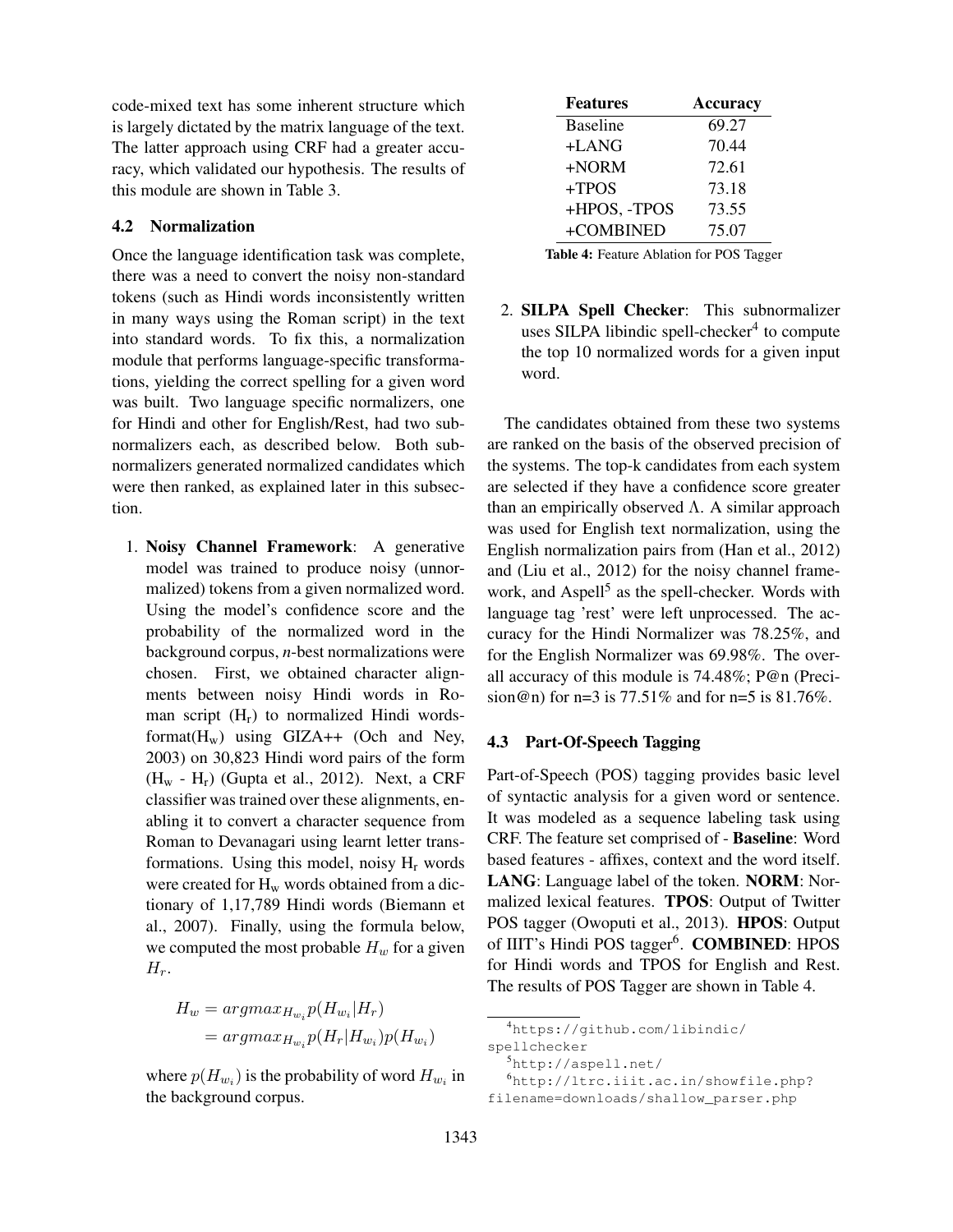code-mixed text has some inherent structure which is largely dictated by the matrix language of the text. The latter approach using CRF had a greater accuracy, which validated our hypothesis. The results of this module are shown in Table 3.

### 4.2 Normalization

Once the language identification task was complete, there was a need to convert the noisy non-standard tokens (such as Hindi words inconsistently written in many ways using the Roman script) in the text into standard words. To fix this, a normalization module that performs language-specific transformations, yielding the correct spelling for a given word was built. Two language specific normalizers, one for Hindi and other for English/Rest, had two subnormalizers each, as described below. Both subnormalizers generated normalized candidates which were then ranked, as explained later in this subsection.

1. **Noisy Channel Framework**: A generative model was trained to produce noisy (unnormalized) tokens from a given normalized word. Using the model's confidence score and the probability of the normalized word in the background corpus, *n*-best normalizations were chosen. First, we obtained character alignments between noisy Hindi words in Roman script ($H_r$) to normalized Hindi words-format($H_w$) using GIZA++ (Och and Ney, 2003) on 30,823 Hindi word pairs of the form ($H_w$ - $H_r$) (Gupta et al., 2012). Next, a CRF classifier was trained over these alignments, enabling it to convert a character sequence from Roman to Devanagari using learnt letter transformations. Using this model, noisy $H_r$ words were created for $H_w$ words obtained from a dictionary of 1,17,789 Hindi words (Biemann et al., 2007). Finally, using the formula below, we computed the most probable $H_w$ for a given $H_r$.

$$
\begin{aligned}
H_w &= argmax_{H_{w_i}} p(H_{w_i}|H_r) \\
&= argmax_{H_{w_i}} p(H_r|H_{w_i}) p(H_{w_i})
\end{aligned}
$$

where $p(H_{w_i})$ is the probability of word $H_{w_i}$ in the background corpus.

2. **SILPA Spell Checker**: This subnormalizer uses SILPA libindic spell-checker[4] to compute the top 10 normalized words for a given input word.

| Features | Accuracy |
|---|---|
| Baseline | 69.27 |
| +LANG | 70.44 |
| +NORM | 72.61 |
| +TPOS | 73.18 |
| +HPOS, -TPOS | 73.55 |
| +COMBINED | 75.07 |

**Table 4:** Feature Ablation for POS Tagger

The candidates obtained from these two systems are ranked on the basis of the observed precision of the systems. The top-k candidates from each system are selected if they have a confidence score greater than an empirically observed $\Lambda$. A similar approach was used for English text normalization, using the English normalization pairs from (Han et al., 2012) and (Liu et al., 2012) for the noisy channel framework, and Aspell[5] as the spell-checker. Words with language tag 'rest' were left unprocessed. The accuracy for the Hindi Normalizer was 78.25%, and for the English Normalizer was 69.98%. The overall accuracy of this module is 74.48%; P@n (Precision@n) for n=3 is 77.51% and for n=5 is 81.76%.

### 4.3 Part-Of-Speech Tagging

Part-of-Speech (POS) tagging provides basic level of syntactic analysis for a given word or sentence. It was modeled as a sequence labeling task using CRF. The feature set comprised of - **Baseline**: Word based features - affixes, context and the word itself. **LANG**: Language label of the token. **NORM**: Normalized lexical features. **TPOS**: Output of Twitter POS tagger (Owoputi et al., 2013). **HPOS**: Output of IIIT's Hindi POS tagger[6]. **COMBINED**: HPOS for Hindi words and TPOS for English and Rest. The results of POS Tagger are shown in Table 4.

[4] https://github.com/libindic/spellchecker

[5] http://aspell.net/

[6] http://ltrc.iiit.ac.in/showfile.php?filename=downloads/shallow_parser.php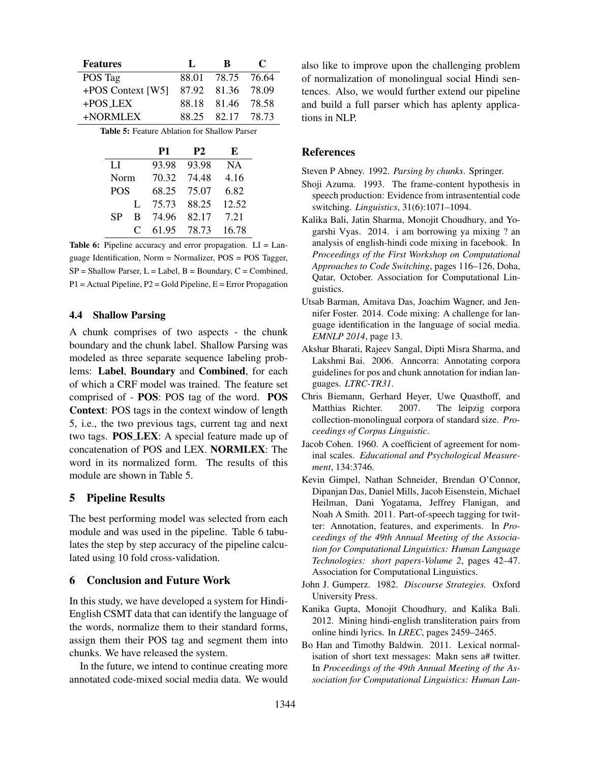| Features | L | B | C |
|---|---|---|---|
| POS Tag | 88.01 | 78.75 | 76.64 |
| +POS Context [W5] | 87.92 | 81.36 | 78.09 |
| +POS_LEX | 88.18 | 81.46 | 78.58 |
| +NORMLEX | 88.25 | 82.17 | 78.73 |

**Table 5:** Feature Ablation for Shallow Parser

| | | P1 | P2 | E |
|---|---|---|---|---|
| LI | | 93.98 | 93.98 | NA |
| Norm | | 70.32 | 74.48 | 4.16 |
| POS | | 68.25 | 75.07 | 6.82 |
| SP | L | 75.73 | 88.25 | 12.52 |
| | B | 74.96 | 82.17 | 7.21 |
| | C | 61.95 | 78.73 | 16.78 |

**Table 6:** Pipeline accuracy and error propagation. LI = Language Identification, Norm = Normalizer, POS = POS Tagger, SP = Shallow Parser, L = Label, B = Boundary, C = Combined, P1 = Actual Pipeline, P2 = Gold Pipeline, E = Error Propagation

### 4.4 Shallow Parsing

A chunk comprises of two aspects - the chunk boundary and the chunk label. Shallow Parsing was modeled as three separate sequence labeling problems: **Label**, **Boundary** and **Combined**, for each of which a CRF model was trained. The feature set comprised of - **POS**: POS tag of the word. **POS Context**: POS tags in the context window of length 5, i.e., the two previous tags, current tag and next two tags. **POS_LEX**: A special feature made up of concatenation of POS and LEX. **NORMLEX**: The word in its normalized form. The results of this module are shown in Table 5.

## 5 Pipeline Results

The best performing model was selected from each module and was used in the pipeline. Table 6 tabulates the step by step accuracy of the pipeline calculated using 10 fold cross-validation.

## 6 Conclusion and Future Work

In this study, we have developed a system for Hindi-English CSMT data that can identify the language of the words, normalize them to their standard forms, assign them their POS tag and segment them into chunks. We have released the system.

In the future, we intend to continue creating more annotated code-mixed social media data. We would also like to improve upon the challenging problem of normalization of monolingual social Hindi sentences. Also, we would further extend our pipeline and build a full parser which has aplenty applications in NLP.

## References

Steven P Abney. 1992. *Parsing by chunks*. Springer.

Shoji Azuma. 1993. The frame-content hypothesis in speech production: Evidence from intrasentential code switching. *Linguistics*, 31(6):1071–1094.

Kalika Bali, Jatin Sharma, Monojit Choudhury, and Yogarshi Vyas. 2014. i am borrowing ya mixing ? an analysis of english-hindi code mixing in facebook. In *Proceedings of the First Workshop on Computational Approaches to Code Switching*, pages 116–126, Doha, Qatar, October. Association for Computational Linguistics.

Utsab Barman, Amitava Das, Joachim Wagner, and Jennifer Foster. 2014. Code mixing: A challenge for language identification in the language of social media. *EMNLP 2014*, page 13.

Akshar Bharati, Rajeev Sangal, Dipti Misra Sharma, and Lakshmi Bai. 2006. Anncorra: Annotating corpora guidelines for pos and chunk annotation for indian languages. *LTRC-TR31*.

Chris Biemann, Gerhard Heyer, Uwe Quasthoff, and Matthias Richter. 2007. The leipzig corpora collection-monolingual corpora of standard size. *Proceedings of Corpus Linguistic*.

Jacob Cohen. 1960. A coefficient of agreement for nominal scales. *Educational and Psychological Measurement*, 134:3746.

Kevin Gimpel, Nathan Schneider, Brendan O'Connor, Dipanjan Das, Daniel Mills, Jacob Eisenstein, Michael Heilman, Dani Yogatama, Jeffrey Flanigan, and Noah A Smith. 2011. Part-of-speech tagging for twitter: Annotation, features, and experiments. In *Proceedings of the 49th Annual Meeting of the Association for Computational Linguistics: Human Language Technologies: short papers-Volume 2*, pages 42–47. Association for Computational Linguistics.

John J. Gumperz. 1982. *Discourse Strategies.* Oxford University Press.

Kanika Gupta, Monojit Choudhury, and Kalika Bali. 2012. Mining hindi-english transliteration pairs from online hindi lyrics. In *LREC*, pages 2459–2465.

Bo Han and Timothy Baldwin. 2011. Lexical normalisation of short text messages: Makn sens a# twitter. In *Proceedings of the 49th Annual Meeting of the Association for Computational Linguistics: Human Lan-*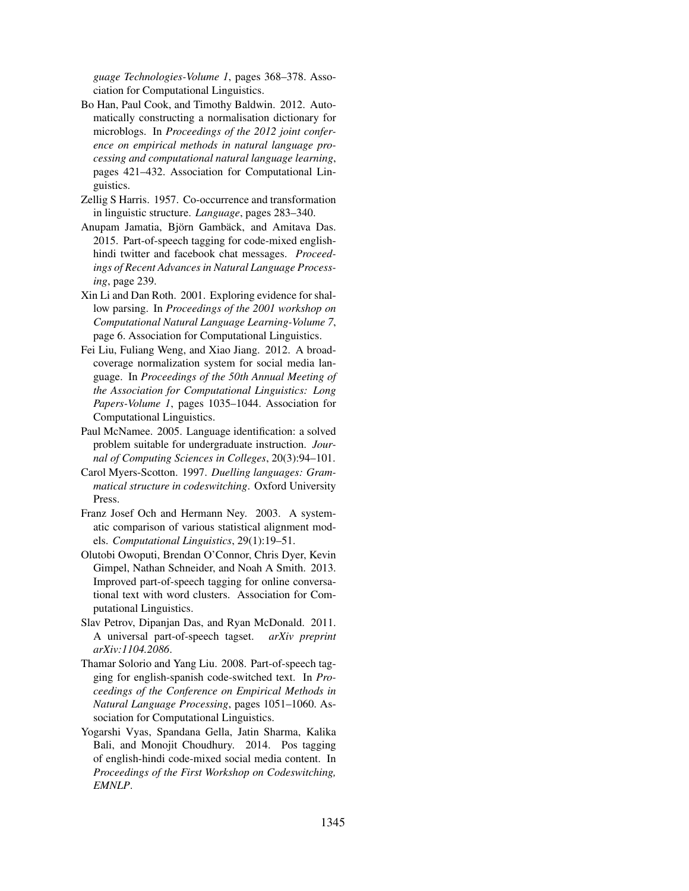*guage Technologies-Volume 1*, pages 368–378. Association for Computational Linguistics.

Bo Han, Paul Cook, and Timothy Baldwin. 2012. Automatically constructing a normalisation dictionary for microblogs. In *Proceedings of the 2012 joint conference on empirical methods in natural language processing and computational natural language learning*, pages 421–432. Association for Computational Linguistics.

Zellig S Harris. 1957. Co-occurrence and transformation in linguistic structure. *Language*, pages 283–340.

Anupam Jamatia, Björn Gambäck, and Amitava Das. 2015. Part-of-speech tagging for code-mixed english-hindi twitter and facebook chat messages. *Proceedings of Recent Advances in Natural Language Processing*, page 239.

Xin Li and Dan Roth. 2001. Exploring evidence for shallow parsing. In *Proceedings of the 2001 workshop on Computational Natural Language Learning-Volume 7*, page 6. Association for Computational Linguistics.

Fei Liu, Fuliang Weng, and Xiao Jiang. 2012. A broad-coverage normalization system for social media language. In *Proceedings of the 50th Annual Meeting of the Association for Computational Linguistics: Long Papers-Volume 1*, pages 1035–1044. Association for Computational Linguistics.

Paul McNamee. 2005. Language identification: a solved problem suitable for undergraduate instruction. *Journal of Computing Sciences in Colleges*, 20(3):94–101.

Carol Myers-Scotton. 1997. *Duelling languages: Grammatical structure in codeswitching*. Oxford University Press.

Franz Josef Och and Hermann Ney. 2003. A systematic comparison of various statistical alignment models. *Computational Linguistics*, 29(1):19–51.

Olutobi Owoputi, Brendan O'Connor, Chris Dyer, Kevin Gimpel, Nathan Schneider, and Noah A Smith. 2013. Improved part-of-speech tagging for online conversational text with word clusters. Association for Computational Linguistics.

Slav Petrov, Dipanjan Das, and Ryan McDonald. 2011. A universal part-of-speech tagset. *arXiv preprint arXiv:1104.2086*.

Thamar Solorio and Yang Liu. 2008. Part-of-speech tagging for english-spanish code-switched text. In *Proceedings of the Conference on Empirical Methods in Natural Language Processing*, pages 1051–1060. Association for Computational Linguistics.

Yogarshi Vyas, Spandana Gella, Jatin Sharma, Kalika Bali, and Monojit Choudhury. 2014. Pos tagging of english-hindi code-mixed social media content. In *Proceedings of the First Workshop on Codeswitching, EMNLP*.